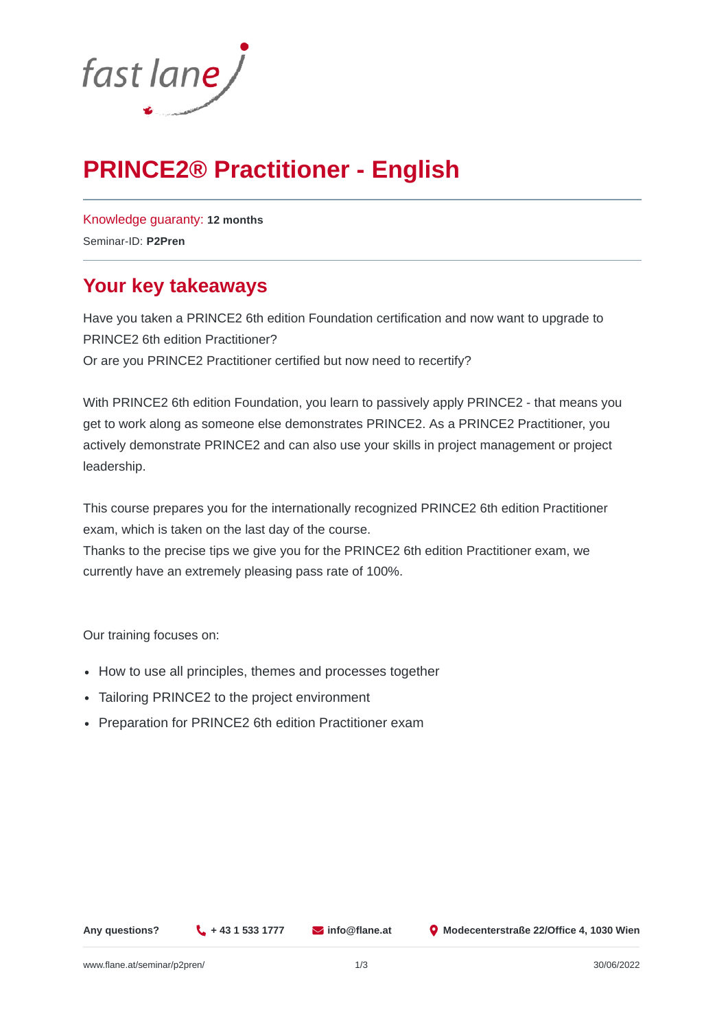# PRINCE2® Practitioner - English

Knowledge guaranty: **12 months**

Seminar-ID: **P2Pren**

## Your key takeaways

Have you taken a PRINCE2 6th edition Foundation certification and now want to upgrade to PRINCE2 6th edition Practitioner?
Or are you PRINCE2 Practitioner certified but now need to recertify?

With PRINCE2 6th edition Foundation, you learn to passively apply PRINCE2 - that means you get to work along as someone else demonstrates PRINCE2. As a PRINCE2 Practitioner, you actively demonstrate PRINCE2 and can also use your skills in project management or project leadership.

This course prepares you for the internationally recognized PRINCE2 6th edition Practitioner exam, which is taken on the last day of the course.
Thanks to the precise tips we give you for the PRINCE2 6th edition Practitioner exam, we currently have an extremely pleasing pass rate of 100%.

Our training focuses on:

- How to use all principles, themes and processes together
- Tailoring PRINCE2 to the project environment
- Preparation for PRINCE2 6th edition Practitioner exam

**Any questions?** **+ 43 1 533 1777** **info@flane.at** **Modecenterstraße 22/Office 4, 1030 Wien**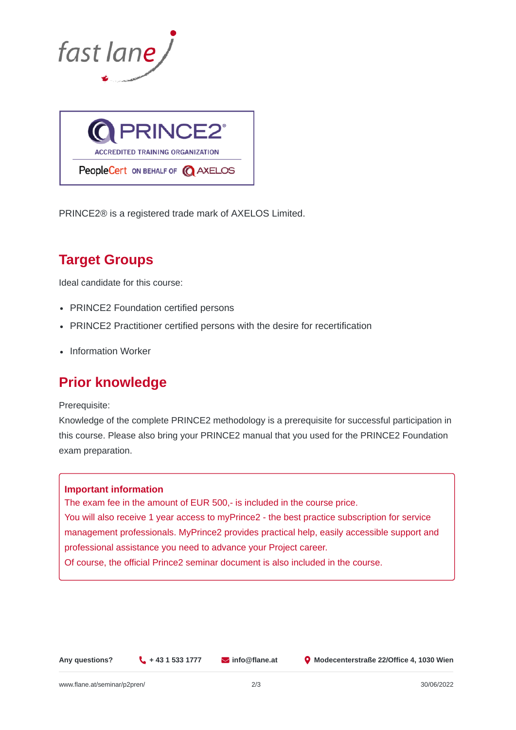PRINCE2® is a registered trade mark of AXELOS Limited.

## Target Groups

Ideal candidate for this course:

- PRINCE2 Foundation certified persons
- PRINCE2 Practitioner certified persons with the desire for recertification
- Information Worker

## Prior knowledge

Prerequisite:
Knowledge of the complete PRINCE2 methodology is a prerequisite for successful participation in this course. Please also bring your PRINCE2 manual that you used for the PRINCE2 Foundation exam preparation.

**Important information**
The exam fee in the amount of EUR 500,- is included in the course price.
You will also receive 1 year access to myPrince2 - the best practice subscription for service management professionals. MyPrince2 provides practical help, easily accessible support and professional assistance you need to advance your Project career.
Of course, the official Prince2 seminar document is also included in the course.

**Any questions?** + 43 1 533 1777 info@flane.at Modecenterstraße 22/Office 4, 1030 Wien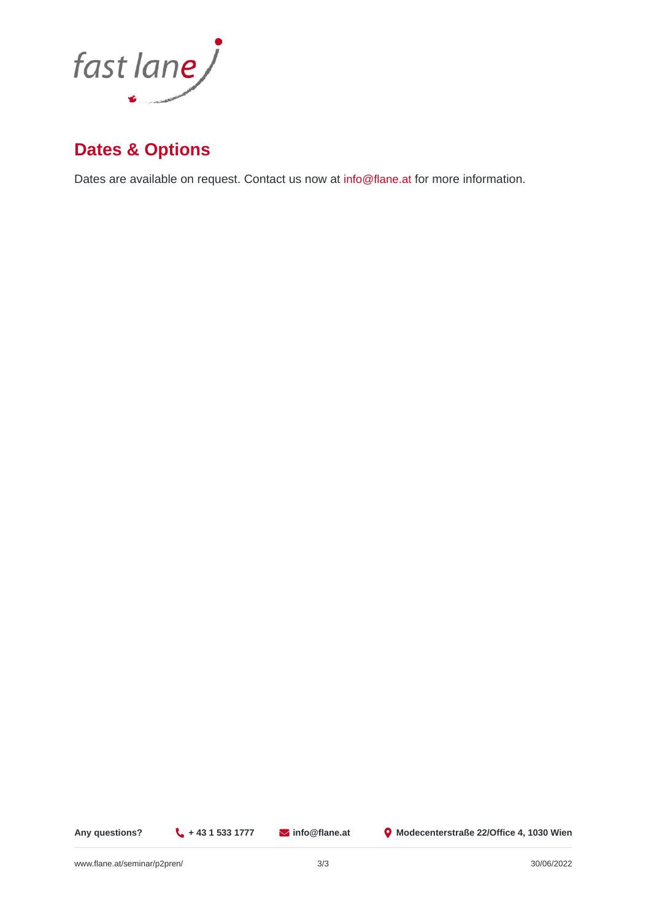## Dates & Options

Dates are available on request. Contact us now at info@flane.at for more information.